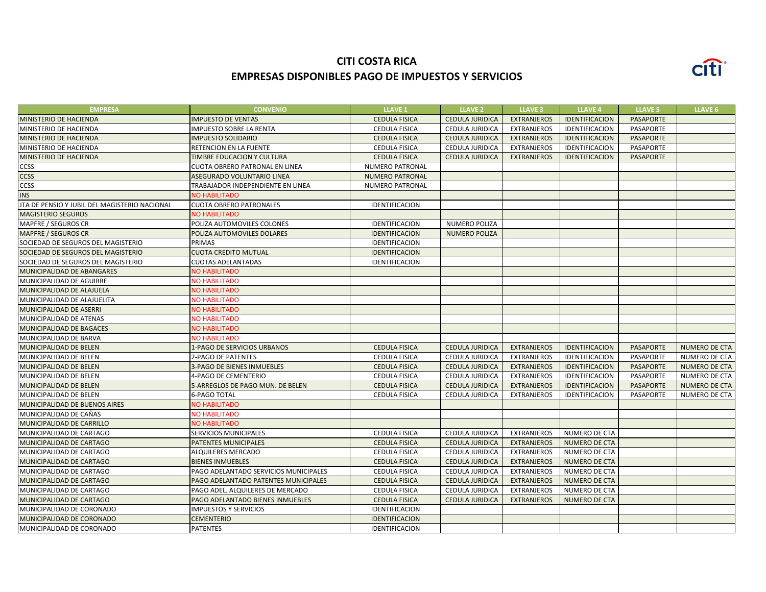# CITI COSTA RICA

## EMPRESAS DISPONIBLES PAGO DE IMPUESTOS Y SERVICIOS

| EMPRESA | CONVENIO | LLAVE 1 | LLAVE 2 | LLAVE 3 | LLAVE 4 | LLAVE 5 | LLAVE 6 |
|---|---|---|---|---|---|---|---|
| MINISTERIO DE HACIENDA | IMPUESTO DE VENTAS | CEDULA FISICA | CEDULA JURIDICA | EXTRANJEROS | IDENTIFICACION | PASAPORTE | |
| MINISTERIO DE HACIENDA | IMPUESTO SOBRE LA RENTA | CEDULA FISICA | CEDULA JURIDICA | EXTRANJEROS | IDENTIFICACION | PASAPORTE | |
| MINISTERIO DE HACIENDA | IMPUESTO SOLIDARIO | CEDULA FISICA | CEDULA JURIDICA | EXTRANJEROS | IDENTIFICACION | PASAPORTE | |
| MINISTERIO DE HACIENDA | RETENCION EN LA FUENTE | CEDULA FISICA | CEDULA JURIDICA | EXTRANJEROS | IDENTIFICACION | PASAPORTE | |
| MINISTERIO DE HACIENDA | TIMBRE EDUCACION Y CULTURA | CEDULA FISICA | CEDULA JURIDICA | EXTRANJEROS | IDENTIFICACION | PASAPORTE | |
| CCSS | CUOTA OBRERO PATRONAL EN LINEA | NUMERO PATRONAL | | | | | |
| CCSS | ASEGURADO VOLUNTARIO LINEA | NUMERO PATRONAL | | | | | |
| CCSS | TRABAJADOR INDEPENDIENTE EN LINEA | NUMERO PATRONAL | | | | | |
| INS | NO HABILITADO | | | | | | |
| JTA DE PENSIO Y JUBIL DEL MAGISTERIO NACIONAL | CUOTA OBRERO PATRONALES | IDENTIFICACION | | | | | |
| MAGISTERIO SEGUROS | NO HABILITADO | | | | | | |
| MAPFRE / SEGUROS CR | POLIZA AUTOMOVILES COLONES | IDENTIFICACION | NUMERO POLIZA | | | | |
| MAPFRE / SEGUROS CR | POLIZA AUTOMOVILES DOLARES | IDENTIFICACION | NUMERO POLIZA | | | | |
| SOCIEDAD DE SEGUROS DEL MAGISTERIO | PRIMAS | IDENTIFICACION | | | | | |
| SOCIEDAD DE SEGUROS DEL MAGISTERIO | CUOTA CREDITO MUTUAL | IDENTIFICACION | | | | | |
| SOCIEDAD DE SEGUROS DEL MAGISTERIO | CUOTAS ADELANTADAS | IDENTIFICACION | | | | | |
| MUNICIPALIDAD DE ABANGARES | NO HABILITADO | | | | | | |
| MUNICIPALIDAD DE AGUIRRE | NO HABILITADO | | | | | | |
| MUNICIPALIDAD DE ALAJUELA | NO HABILITADO | | | | | | |
| MUNICIPALIDAD DE ALAJUELITA | NO HABILITADO | | | | | | |
| MUNICIPALIDAD DE ASERRI | NO HABILITADO | | | | | | |
| MUNICIPALIDAD DE ATENAS | NO HABILITADO | | | | | | |
| MUNICIPALIDAD DE BAGACES | NO HABILITADO | | | | | | |
| MUNICIPALIDAD DE BARVA | NO HABILITADO | | | | | | |
| MUNICIPALIDAD DE BELEN | 1-PAGO DE SERVICIOS URBANOS | CEDULA FISICA | CEDULA JURIDICA | EXTRANJEROS | IDENTIFICACION | PASAPORTE | NUMERO DE CTA |
| MUNICIPALIDAD DE BELEN | 2-PAGO DE PATENTES | CEDULA FISICA | CEDULA JURIDICA | EXTRANJEROS | IDENTIFICACION | PASAPORTE | NUMERO DE CTA |
| MUNICIPALIDAD DE BELEN | 3-PAGO DE BIENES INMUEBLES | CEDULA FISICA | CEDULA JURIDICA | EXTRANJEROS | IDENTIFICACION | PASAPORTE | NUMERO DE CTA |
| MUNICIPALIDAD DE BELEN | 4-PAGO DE CEMENTERIO | CEDULA FISICA | CEDULA JURIDICA | EXTRANJEROS | IDENTIFICACION | PASAPORTE | NUMERO DE CTA |
| MUNICIPALIDAD DE BELEN | 5-ARREGLOS DE PAGO MUN. DE BELEN | CEDULA FISICA | CEDULA JURIDICA | EXTRANJEROS | IDENTIFICACION | PASAPORTE | NUMERO DE CTA |
| MUNICIPALIDAD DE BELEN | 6-PAGO TOTAL | CEDULA FISICA | CEDULA JURIDICA | EXTRANJEROS | IDENTIFICACION | PASAPORTE | NUMERO DE CTA |
| MUNICIPALIDAD DE BUENOS AIRES | NO HABILITADO | | | | | | |
| MUNICIPALIDAD DE CAÑAS | NO HABILITADO | | | | | | |
| MUNICIPALIDAD DE CARRILLO | NO HABILITADO | | | | | | |
| MUNICIPALIDAD DE CARTAGO | SERVICIOS MUNICIPALES | CEDULA FISICA | CEDULA JURIDICA | EXTRANJEROS | NUMERO DE CTA | | |
| MUNICIPALIDAD DE CARTAGO | PATENTES MUNICIPALES | CEDULA FISICA | CEDULA JURIDICA | EXTRANJEROS | NUMERO DE CTA | | |
| MUNICIPALIDAD DE CARTAGO | ALQUILERES MERCADO | CEDULA FISICA | CEDULA JURIDICA | EXTRANJEROS | NUMERO DE CTA | | |
| MUNICIPALIDAD DE CARTAGO | BIENES INMUEBLES | CEDULA FISICA | CEDULA JURIDICA | EXTRANJEROS | NUMERO DE CTA | | |
| MUNICIPALIDAD DE CARTAGO | PAGO ADELANTADO SERVICIOS MUNICIPALES | CEDULA FISICA | CEDULA JURIDICA | EXTRANJEROS | NUMERO DE CTA | | |
| MUNICIPALIDAD DE CARTAGO | PAGO ADELANTADO PATENTES MUNICIPALES | CEDULA FISICA | CEDULA JURIDICA | EXTRANJEROS | NUMERO DE CTA | | |
| MUNICIPALIDAD DE CARTAGO | PAGO ADEL. ALQUILERES DE MERCADO | CEDULA FISICA | CEDULA JURIDICA | EXTRANJEROS | NUMERO DE CTA | | |
| MUNICIPALIDAD DE CARTAGO | PAGO ADELANTADO BIENES INMUEBLES | CEDULA FISICA | CEDULA JURIDICA | EXTRANJEROS | NUMERO DE CTA | | |
| MUNICIPALIDAD DE CORONADO | IMPUESTOS Y SERVICIOS | IDENTIFICACION | | | | | |
| MUNICIPALIDAD DE CORONADO | CEMENTERIO | IDENTIFICACION | | | | | |
| MUNICIPALIDAD DE CORONADO | PATENTES | IDENTIFICACION | | | | | |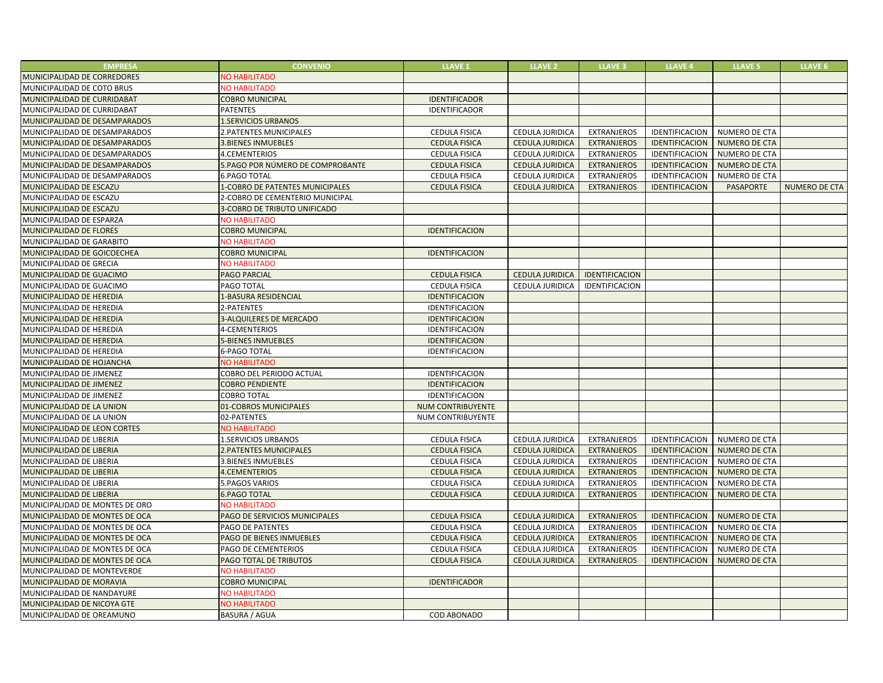| EMPRESA | CONVENIO | LLAVE 1 | LLAVE 2 | LLAVE 3 | LLAVE 4 | LLAVE 5 | LLAVE 6 |
|---|---|---|---|---|---|---|---|
| MUNICIPALIDAD DE CORREDORES | NO HABILITADO | | | | | | |
| MUNICIPALIDAD DE COTO BRUS | NO HABILITADO | | | | | | |
| MUNICIPALIDAD DE CURRIDABAT | COBRO MUNICIPAL | IDENTIFICADOR | | | | | |
| MUNICIPALIDAD DE CURRIDABAT | PATENTES | IDENTIFICADOR | | | | | |
| MUNICIPALIDAD DE DESAMPARADOS | 1.SERVICIOS URBANOS | | | | | | |
| MUNICIPALIDAD DE DESAMPARADOS | 2.PATENTES MUNICIPALES | CEDULA FISICA | CEDULA JURIDICA | EXTRANJEROS | IDENTIFICACION | NUMERO DE CTA | |
| MUNICIPALIDAD DE DESAMPARADOS | 3.BIENES INMUEBLES | CEDULA FISICA | CEDULA JURIDICA | EXTRANJEROS | IDENTIFICACION | NUMERO DE CTA | |
| MUNICIPALIDAD DE DESAMPARADOS | 4.CEMENTERIOS | CEDULA FISICA | CEDULA JURIDICA | EXTRANJEROS | IDENTIFICACION | NUMERO DE CTA | |
| MUNICIPALIDAD DE DESAMPARADOS | 5.PAGO POR NÚMERO DE COMPROBANTE | CEDULA FISICA | CEDULA JURIDICA | EXTRANJEROS | IDENTIFICACION | NUMERO DE CTA | |
| MUNICIPALIDAD DE DESAMPARADOS | 6.PAGO TOTAL | CEDULA FISICA | CEDULA JURIDICA | EXTRANJEROS | IDENTIFICACION | NUMERO DE CTA | |
| MUNICIPALIDAD DE ESCAZU | 1-COBRO DE PATENTES MUNICIPALES | CEDULA FISICA | CEDULA JURIDICA | EXTRANJEROS | IDENTIFICACION | PASAPORTE | NUMERO DE CTA |
| MUNICIPALIDAD DE ESCAZU | 2-COBRO DE CEMENTERIO MUNICIPAL | | | | | | |
| MUNICIPALIDAD DE ESCAZU | 3-COBRO DE TRIBUTO UNIFICADO | | | | | | |
| MUNICIPALIDAD DE ESPARZA | NO HABILITADO | | | | | | |
| MUNICIPALIDAD DE FLORES | COBRO MUNICIPAL | IDENTIFICACION | | | | | |
| MUNICIPALIDAD DE GARABITO | NO HABILITADO | | | | | | |
| MUNICIPALIDAD DE GOICOECHEA | COBRO MUNICIPAL | IDENTIFICACION | | | | | |
| MUNICIPALIDAD DE GRECIA | NO HABILITADO | | | | | | |
| MUNICIPALIDAD DE GUACIMO | PAGO PARCIAL | CEDULA FISICA | CEDULA JURIDICA | IDENTIFICACION | | | |
| MUNICIPALIDAD DE GUACIMO | PAGO TOTAL | CEDULA FISICA | CEDULA JURIDICA | IDENTIFICACION | | | |
| MUNICIPALIDAD DE HEREDIA | 1-BASURA RESIDENCIAL | IDENTIFICACION | | | | | |
| MUNICIPALIDAD DE HEREDIA | 2-PATENTES | IDENTIFICACION | | | | | |
| MUNICIPALIDAD DE HEREDIA | 3-ALQUILERES DE MERCADO | IDENTIFICACION | | | | | |
| MUNICIPALIDAD DE HEREDIA | 4-CEMENTERIOS | IDENTIFICACION | | | | | |
| MUNICIPALIDAD DE HEREDIA | 5-BIENES INMUEBLES | IDENTIFICACION | | | | | |
| MUNICIPALIDAD DE HEREDIA | 6-PAGO TOTAL | IDENTIFICACION | | | | | |
| MUNICIPALIDAD DE HOJANCHA | NO HABILITADO | | | | | | |
| MUNICIPALIDAD DE JIMENEZ | COBRO DEL PERIODO ACTUAL | IDENTIFICACION | | | | | |
| MUNICIPALIDAD DE JIMENEZ | COBRO PENDIENTE | IDENTIFICACION | | | | | |
| MUNICIPALIDAD DE JIMENEZ | COBRO TOTAL | IDENTIFICACION | | | | | |
| MUNICIPALIDAD DE LA UNION | 01-COBROS MUNICIPALES | NUM CONTRIBUYENTE | | | | | |
| MUNICIPALIDAD DE LA UNION | 02-PATENTES | NUM CONTRIBUYENTE | | | | | |
| MUNICIPALIDAD DE LEON CORTES | NO HABILITADO | | | | | | |
| MUNICIPALIDAD DE LIBERIA | 1.SERVICIOS URBANOS | CEDULA FISICA | CEDULA JURIDICA | EXTRANJEROS | IDENTIFICACION | NUMERO DE CTA | |
| MUNICIPALIDAD DE LIBERIA | 2.PATENTES MUNICIPALES | CEDULA FISICA | CEDULA JURIDICA | EXTRANJEROS | IDENTIFICACION | NUMERO DE CTA | |
| MUNICIPALIDAD DE LIBERIA | 3.BIENES INMUEBLES | CEDULA FISICA | CEDULA JURIDICA | EXTRANJEROS | IDENTIFICACION | NUMERO DE CTA | |
| MUNICIPALIDAD DE LIBERIA | 4.CEMENTERIOS | CEDULA FISICA | CEDULA JURIDICA | EXTRANJEROS | IDENTIFICACION | NUMERO DE CTA | |
| MUNICIPALIDAD DE LIBERIA | 5.PAGOS VARIOS | CEDULA FISICA | CEDULA JURIDICA | EXTRANJEROS | IDENTIFICACION | NUMERO DE CTA | |
| MUNICIPALIDAD DE LIBERIA | 6.PAGO TOTAL | CEDULA FISICA | CEDULA JURIDICA | EXTRANJEROS | IDENTIFICACION | NUMERO DE CTA | |
| MUNICIPALIDAD DE MONTES DE ORO | NO HABILITADO | | | | | | |
| MUNICIPALIDAD DE MONTES DE OCA | PAGO DE SERVICIOS MUNICIPALES | CEDULA FISICA | CEDULA JURIDICA | EXTRANJEROS | IDENTIFICACION | NUMERO DE CTA | |
| MUNICIPALIDAD DE MONTES DE OCA | PAGO DE PATENTES | CEDULA FISICA | CEDULA JURIDICA | EXTRANJEROS | IDENTIFICACION | NUMERO DE CTA | |
| MUNICIPALIDAD DE MONTES DE OCA | PAGO DE BIENES INMUEBLES | CEDULA FISICA | CEDULA JURIDICA | EXTRANJEROS | IDENTIFICACION | NUMERO DE CTA | |
| MUNICIPALIDAD DE MONTES DE OCA | PAGO DE CEMENTERIOS | CEDULA FISICA | CEDULA JURIDICA | EXTRANJEROS | IDENTIFICACION | NUMERO DE CTA | |
| MUNICIPALIDAD DE MONTES DE OCA | PAGO TOTAL DE TRIBUTOS | CEDULA FISICA | CEDULA JURIDICA | EXTRANJEROS | IDENTIFICACION | NUMERO DE CTA | |
| MUNICIPALIDAD DE MONTEVERDE | NO HABILITADO | | | | | | |
| MUNICIPALIDAD DE MORAVIA | COBRO MUNICIPAL | IDENTIFICADOR | | | | | |
| MUNICIPALIDAD DE NANDAYURE | NO HABILITADO | | | | | | |
| MUNICIPALIDAD DE NICOYA GTE | NO HABILITADO | | | | | | |
| MUNICIPALIDAD DE OREAMUNO | BASURA / AGUA | COD ABONADO | | | | | |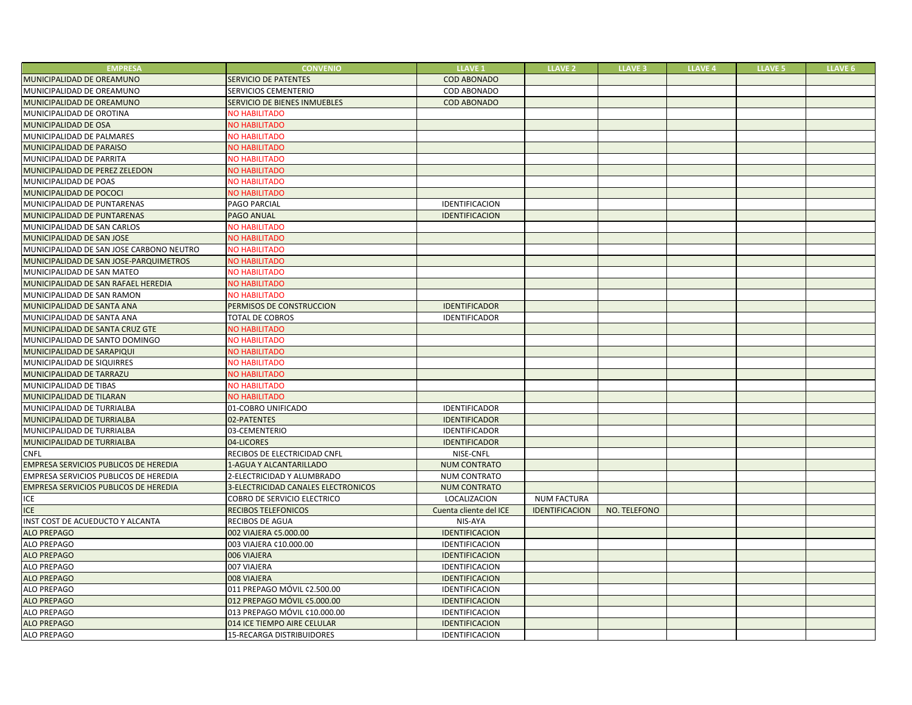| EMPRESA | CONVENIO | LLAVE 1 | LLAVE 2 | LLAVE 3 | LLAVE 4 | LLAVE 5 | LLAVE 6 |
|---|---|---|---|---|---|---|---|
| MUNICIPALIDAD DE OREAMUNO | SERVICIO DE PATENTES | COD ABONADO | | | | | |
| MUNICIPALIDAD DE OREAMUNO | SERVICIOS CEMENTERIO | COD ABONADO | | | | | |
| MUNICIPALIDAD DE OREAMUNO | SERVICIO DE BIENES INMUEBLES | COD ABONADO | | | | | |
| MUNICIPALIDAD DE OROTINA | NO HABILITADO | | | | | | |
| MUNICIPALIDAD DE OSA | NO HABILITADO | | | | | | |
| MUNICIPALIDAD DE PALMARES | NO HABILITADO | | | | | | |
| MUNICIPALIDAD DE PARAISO | NO HABILITADO | | | | | | |
| MUNICIPALIDAD DE PARRITA | NO HABILITADO | | | | | | |
| MUNICIPALIDAD DE PEREZ ZELEDON | NO HABILITADO | | | | | | |
| MUNICIPALIDAD DE POAS | NO HABILITADO | | | | | | |
| MUNICIPALIDAD DE POCOCI | NO HABILITADO | | | | | | |
| MUNICIPALIDAD DE PUNTARENAS | PAGO PARCIAL | IDENTIFICACION | | | | | |
| MUNICIPALIDAD DE PUNTARENAS | PAGO ANUAL | IDENTIFICACION | | | | | |
| MUNICIPALIDAD DE SAN CARLOS | NO HABILITADO | | | | | | |
| MUNICIPALIDAD DE SAN JOSE | NO HABILITADO | | | | | | |
| MUNICIPALIDAD DE SAN JOSE CARBONO NEUTRO | NO HABILITADO | | | | | | |
| MUNICIPALIDAD DE SAN JOSE-PARQUIMETROS | NO HABILITADO | | | | | | |
| MUNICIPALIDAD DE SAN MATEO | NO HABILITADO | | | | | | |
| MUNICIPALIDAD DE SAN RAFAEL HEREDIA | NO HABILITADO | | | | | | |
| MUNICIPALIDAD DE SAN RAMON | NO HABILITADO | | | | | | |
| MUNICIPALIDAD DE SANTA ANA | PERMISOS DE CONSTRUCCION | IDENTIFICADOR | | | | | |
| MUNICIPALIDAD DE SANTA ANA | TOTAL DE COBROS | IDENTIFICADOR | | | | | |
| MUNICIPALIDAD DE SANTA CRUZ GTE | NO HABILITADO | | | | | | |
| MUNICIPALIDAD DE SANTO DOMINGO | NO HABILITADO | | | | | | |
| MUNICIPALIDAD DE SARAPIQUI | NO HABILITADO | | | | | | |
| MUNICIPALIDAD DE SIQUIRRES | NO HABILITADO | | | | | | |
| MUNICIPALIDAD DE TARRAZU | NO HABILITADO | | | | | | |
| MUNICIPALIDAD DE TIBAS | NO HABILITADO | | | | | | |
| MUNICIPALIDAD DE TILARAN | NO HABILITADO | | | | | | |
| MUNICIPALIDAD DE TURRIALBA | 01-COBRO UNIFICADO | IDENTIFICADOR | | | | | |
| MUNICIPALIDAD DE TURRIALBA | 02-PATENTES | IDENTIFICADOR | | | | | |
| MUNICIPALIDAD DE TURRIALBA | 03-CEMENTERIO | IDENTIFICADOR | | | | | |
| MUNICIPALIDAD DE TURRIALBA | 04-LICORES | IDENTIFICADOR | | | | | |
| CNFL | RECIBOS DE ELECTRICIDAD CNFL | NISE-CNFL | | | | | |
| EMPRESA SERVICIOS PUBLICOS DE HEREDIA | 1-AGUA Y ALCANTARILLADO | NUM CONTRATO | | | | | |
| EMPRESA SERVICIOS PUBLICOS DE HEREDIA | 2-ELECTRICIDAD Y ALUMBRADO | NUM CONTRATO | | | | | |
| EMPRESA SERVICIOS PUBLICOS DE HEREDIA | 3-ELECTRICIDAD CANALES ELECTRONICOS | NUM CONTRATO | | | | | |
| ICE | COBRO DE SERVICIO ELECTRICO | LOCALIZACION | NUM FACTURA | | | | |
| ICE | RECIBOS TELEFONICOS | Cuenta cliente del ICE | IDENTIFICACION | NO. TELEFONO | | | |
| INST COST DE ACUEDUCTO Y ALCANTA | RECIBOS DE AGUA | NIS-AYA | | | | | |
| ALO PREPAGO | 002 VIAJERA ¢5.000.00 | IDENTIFICACION | | | | | |
| ALO PREPAGO | 003 VIAJERA ¢10.000.00 | IDENTIFICACION | | | | | |
| ALO PREPAGO | 006 VIAJERA | IDENTIFICACION | | | | | |
| ALO PREPAGO | 007 VIAJERA | IDENTIFICACION | | | | | |
| ALO PREPAGO | 008 VIAJERA | IDENTIFICACION | | | | | |
| ALO PREPAGO | 011 PREPAGO MÓVIL ¢2.500.00 | IDENTIFICACION | | | | | |
| ALO PREPAGO | 012 PREPAGO MÓVIL ¢5.000.00 | IDENTIFICACION | | | | | |
| ALO PREPAGO | 013 PREPAGO MÓVIL ¢10.000.00 | IDENTIFICACION | | | | | |
| ALO PREPAGO | 014 ICE TIEMPO AIRE CELULAR | IDENTIFICACION | | | | | |
| ALO PREPAGO | 15-RECARGA DISTRIBUIDORES | IDENTIFICACION | | | | | |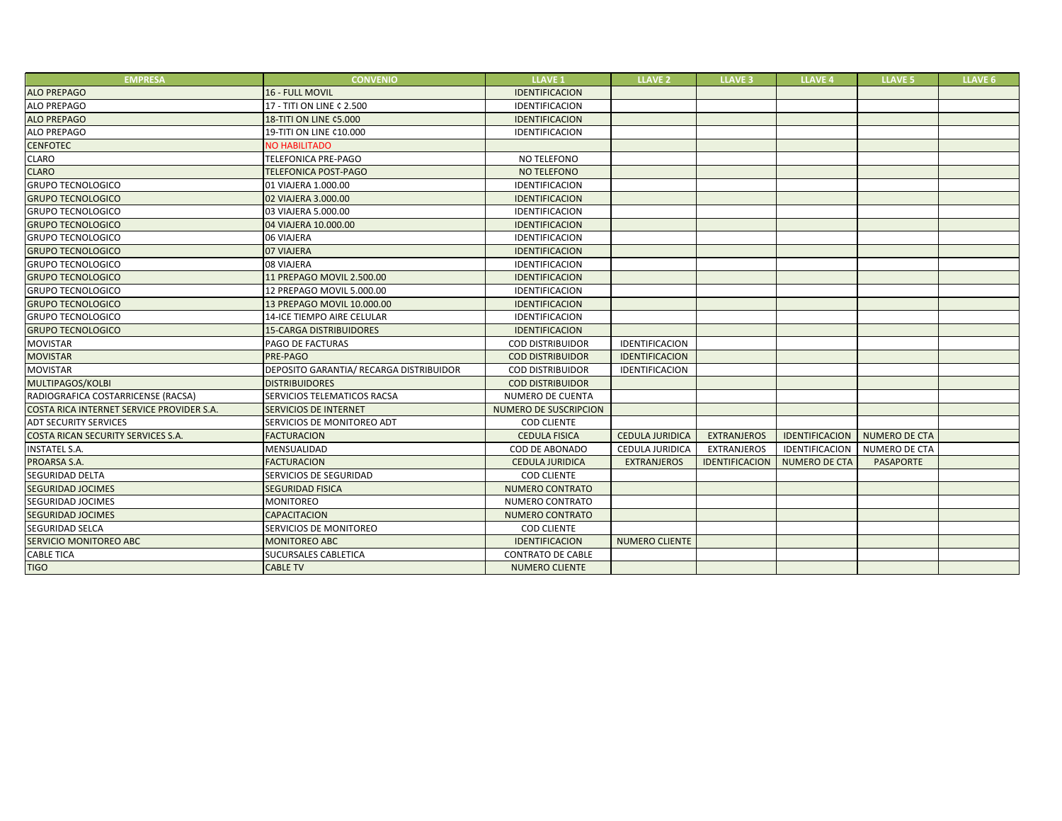| EMPRESA | CONVENIO | LLAVE 1 | LLAVE 2 | LLAVE 3 | LLAVE 4 | LLAVE 5 | LLAVE 6 |
|---|---|---|---|---|---|---|---|
| ALO PREPAGO | 16 - FULL MOVIL | IDENTIFICACION | | | | | |
| ALO PREPAGO | 17 - TITI ON LINE ¢ 2.500 | IDENTIFICACION | | | | | |
| ALO PREPAGO | 18-TITI ON LINE ¢5.000 | IDENTIFICACION | | | | | |
| ALO PREPAGO | 19-TITI ON LINE ¢10.000 | IDENTIFICACION | | | | | |
| CENFOTEC | NO HABILITADO | | | | | | |
| CLARO | TELEFONICA PRE-PAGO | NO TELEFONO | | | | | |
| CLARO | TELEFONICA POST-PAGO | NO TELEFONO | | | | | |
| GRUPO TECNOLOGICO | 01 VIAJERA 1.000.00 | IDENTIFICACION | | | | | |
| GRUPO TECNOLOGICO | 02 VIAJERA 3.000.00 | IDENTIFICACION | | | | | |
| GRUPO TECNOLOGICO | 03 VIAJERA 5.000.00 | IDENTIFICACION | | | | | |
| GRUPO TECNOLOGICO | 04 VIAJERA 10.000.00 | IDENTIFICACION | | | | | |
| GRUPO TECNOLOGICO | 06 VIAJERA | IDENTIFICACION | | | | | |
| GRUPO TECNOLOGICO | 07 VIAJERA | IDENTIFICACION | | | | | |
| GRUPO TECNOLOGICO | 08 VIAJERA | IDENTIFICACION | | | | | |
| GRUPO TECNOLOGICO | 11 PREPAGO MOVIL 2.500.00 | IDENTIFICACION | | | | | |
| GRUPO TECNOLOGICO | 12 PREPAGO MOVIL 5.000.00 | IDENTIFICACION | | | | | |
| GRUPO TECNOLOGICO | 13 PREPAGO MOVIL 10.000.00 | IDENTIFICACION | | | | | |
| GRUPO TECNOLOGICO | 14-ICE TIEMPO AIRE CELULAR | IDENTIFICACION | | | | | |
| GRUPO TECNOLOGICO | 15-CARGA DISTRIBUIDORES | IDENTIFICACION | | | | | |
| MOVISTAR | PAGO DE FACTURAS | COD DISTRIBUIDOR | IDENTIFICACION | | | | |
| MOVISTAR | PRE-PAGO | COD DISTRIBUIDOR | IDENTIFICACION | | | | |
| MOVISTAR | DEPOSITO GARANTIA/ RECARGA DISTRIBUIDOR | COD DISTRIBUIDOR | IDENTIFICACION | | | | |
| MULTIPAGOS/KOLBI | DISTRIBUIDORES | COD DISTRIBUIDOR | | | | | |
| RADIOGRAFICA COSTARRICENSE (RACSA) | SERVICIOS TELEMATICOS RACSA | NUMERO DE CUENTA | | | | | |
| COSTA RICA INTERNET SERVICE PROVIDER S.A. | SERVICIOS DE INTERNET | NUMERO DE SUSCRIPCION | | | | | |
| ADT SECURITY SERVICES | SERVICIOS DE MONITOREO ADT | COD CLIENTE | | | | | |
| COSTA RICAN SECURITY SERVICES S.A. | FACTURACION | CEDULA FISICA | CEDULA JURIDICA | EXTRANJEROS | IDENTIFICACION | NUMERO DE CTA | |
| INSTATEL S.A. | MENSUALIDAD | COD DE ABONADO | CEDULA JURIDICA | EXTRANJEROS | IDENTIFICACION | NUMERO DE CTA | |
| PROARSA S.A. | FACTURACION | CEDULA JURIDICA | EXTRANJEROS | IDENTIFICACION | NUMERO DE CTA | PASAPORTE | |
| SEGURIDAD DELTA | SERVICIOS DE SEGURIDAD | COD CLIENTE | | | | | |
| SEGURIDAD JOCIMES | SEGURIDAD FISICA | NUMERO CONTRATO | | | | | |
| SEGURIDAD JOCIMES | MONITOREO | NUMERO CONTRATO | | | | | |
| SEGURIDAD JOCIMES | CAPACITACION | NUMERO CONTRATO | | | | | |
| SEGURIDAD SELCA | SERVICIOS DE MONITOREO | COD CLIENTE | | | | | |
| SERVICIO MONITOREO ABC | MONITOREO ABC | IDENTIFICACION | NUMERO CLIENTE | | | | |
| CABLE TICA | SUCURSALES CABLETICA | CONTRATO DE CABLE | | | | | |
| TIGO | CABLE TV | NUMERO CLIENTE | | | | | |